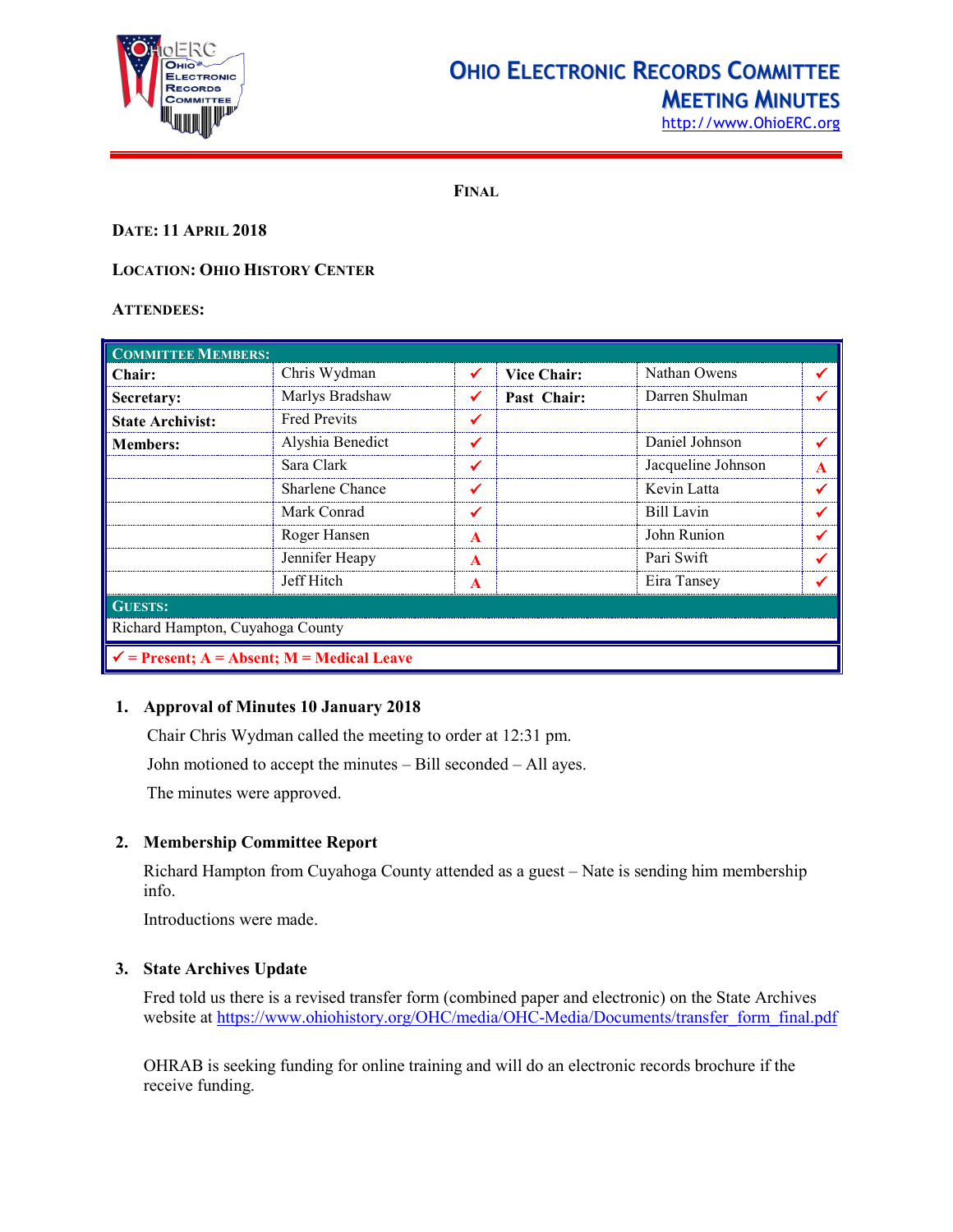# Ohio Electronic Records Committee Meeting Minutes

http://www.OhioERC.org

**FINAL**

**DATE: 11 APRIL 2018**

**LOCATION: OHIO HISTORY CENTER**

**ATTENDEES:**

| COMMITTEE MEMBERS: | | | | | |
|---|---|---|---|---|---|
| **Chair:** | Chris Wydman | ✓ | **Vice Chair:** | Nathan Owens | ✓ |
| **Secretary:** | Marlys Bradshaw | ✓ | **Past Chair:** | Darren Shulman | ✓ |
| **State Archivist:** | Fred Previts | ✓ | | | |
| **Members:** | Alyshia Benedict | ✓ | | Daniel Johnson | ✓ |
| | Sara Clark | ✓ | | Jacqueline Johnson | A |
| | Sharlene Chance | ✓ | | Kevin Latta | ✓ |
| | Mark Conrad | ✓ | | Bill Lavin | ✓ |
| | Roger Hansen | A | | John Runion | ✓ |
| | Jennifer Heapy | A | | Pari Swift | ✓ |
| | Jeff Hitch | A | | Eira Tansey | ✓ |
| **GUESTS:** | | | | | |
| Richard Hampton, Cuyahoga County | | | | | |

✓ = Present; A = Absent; M = Medical Leave

1. **Approval of Minutes 10 January 2018**

   Chair Chris Wydman called the meeting to order at 12:31 pm.

   John motioned to accept the minutes – Bill seconded – All ayes.

   The minutes were approved.

2. **Membership Committee Report**

   Richard Hampton from Cuyahoga County attended as a guest – Nate is sending him membership info.

   Introductions were made.

3. **State Archives Update**

   Fred told us there is a revised transfer form (combined paper and electronic) on the State Archives website at https://www.ohiohistory.org/OHC/media/OHC-Media/Documents/transfer_form_final.pdf

   OHRAB is seeking funding for online training and will do an electronic records brochure if the receive funding.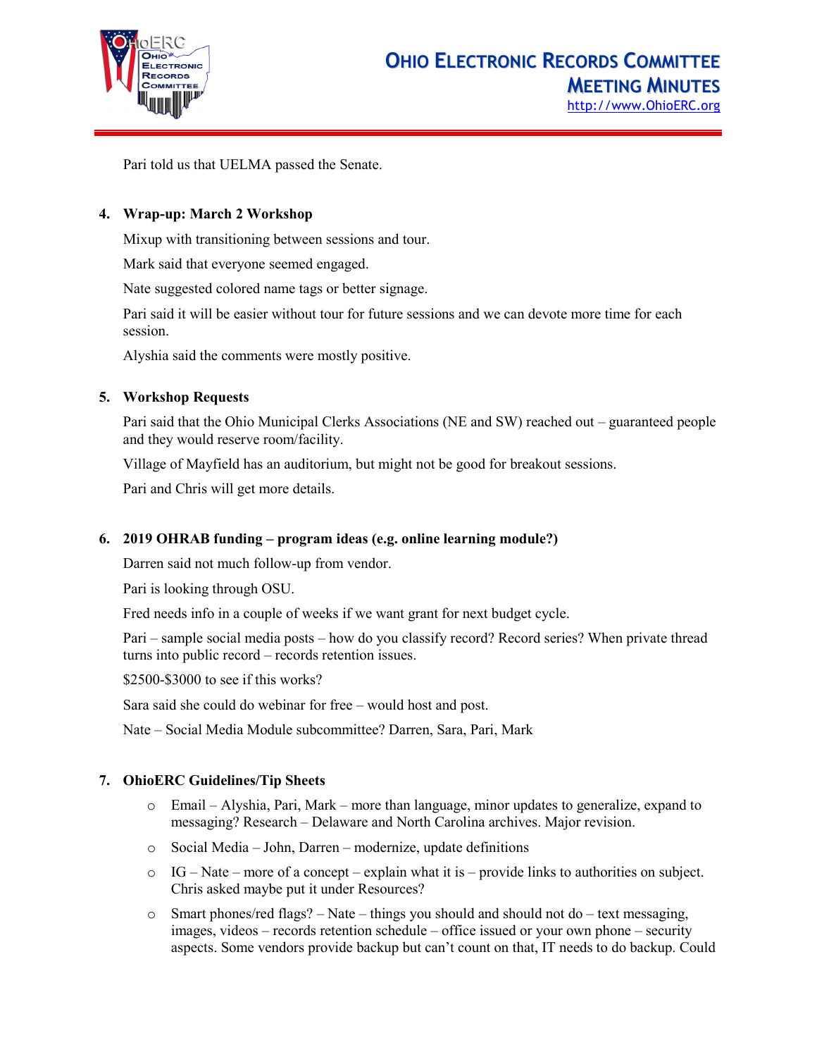Pari told us that UELMA passed the Senate.

4. **Wrap-up: March 2 Workshop**

   Mixup with transitioning between sessions and tour.

   Mark said that everyone seemed engaged.

   Nate suggested colored name tags or better signage.

   Pari said it will be easier without tour for future sessions and we can devote more time for each session.

   Alyshia said the comments were mostly positive.

5. **Workshop Requests**

   Pari said that the Ohio Municipal Clerks Associations (NE and SW) reached out – guaranteed people and they would reserve room/facility.

   Village of Mayfield has an auditorium, but might not be good for breakout sessions.

   Pari and Chris will get more details.

6. **2019 OHRAB funding – program ideas (e.g. online learning module?)**

   Darren said not much follow-up from vendor.

   Pari is looking through OSU.

   Fred needs info in a couple of weeks if we want grant for next budget cycle.

   Pari – sample social media posts – how do you classify record? Record series? When private thread turns into public record – records retention issues.

   $2500-$3000 to see if this works?

   Sara said she could do webinar for free – would host and post.

   Nate – Social Media Module subcommittee? Darren, Sara, Pari, Mark

7. **OhioERC Guidelines/Tip Sheets**

   - Email – Alyshia, Pari, Mark – more than language, minor updates to generalize, expand to messaging? Research – Delaware and North Carolina archives. Major revision.
   - Social Media – John, Darren – modernize, update definitions
   - IG – Nate – more of a concept – explain what it is – provide links to authorities on subject. Chris asked maybe put it under Resources?
   - Smart phones/red flags? – Nate – things you should and should not do – text messaging, images, videos – records retention schedule – office issued or your own phone – security aspects. Some vendors provide backup but can't count on that, IT needs to do backup. Could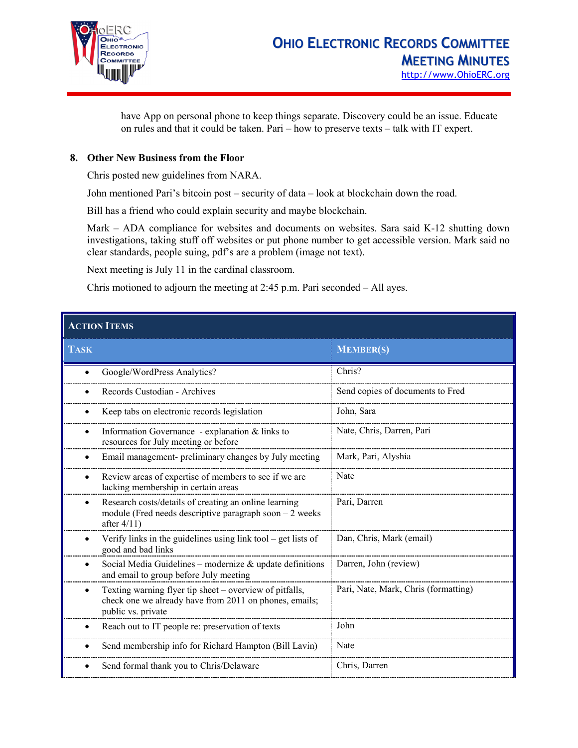have App on personal phone to keep things separate. Discovery could be an issue. Educate on rules and that it could be taken. Pari – how to preserve texts – talk with IT expert.

## 8. Other New Business from the Floor

Chris posted new guidelines from NARA.

John mentioned Pari's bitcoin post – security of data – look at blockchain down the road.

Bill has a friend who could explain security and maybe blockchain.

Mark – ADA compliance for websites and documents on websites. Sara said K-12 shutting down investigations, taking stuff off websites or put phone number to get accessible version. Mark said no clear standards, people suing, pdf's are a problem (image not text).

Next meeting is July 11 in the cardinal classroom.

Chris motioned to adjourn the meeting at 2:45 p.m. Pari seconded – All ayes.

**ACTION ITEMS**

| TASK | MEMBER(S) |
|---|---|
| • Google/WordPress Analytics? | Chris? |
| • Records Custodian - Archives | Send copies of documents to Fred |
| • Keep tabs on electronic records legislation | John, Sara |
| • Information Governance - explanation & links to resources for July meeting or before | Nate, Chris, Darren, Pari |
| • Email management- preliminary changes by July meeting | Mark, Pari, Alyshia |
| • Review areas of expertise of members to see if we are lacking membership in certain areas | Nate |
| • Research costs/details of creating an online learning module (Fred needs descriptive paragraph soon – 2 weeks after 4/11) | Pari, Darren |
| • Verify links in the guidelines using link tool – get lists of good and bad links | Dan, Chris, Mark (email) |
| • Social Media Guidelines – modernize & update definitions and email to group before July meeting | Darren, John (review) |
| • Texting warning flyer tip sheet – overview of pitfalls, check one we already have from 2011 on phones, emails; public vs. private | Pari, Nate, Mark, Chris (formatting) |
| • Reach out to IT people re: preservation of texts | John |
| • Send membership info for Richard Hampton (Bill Lavin) | Nate |
| • Send formal thank you to Chris/Delaware | Chris, Darren |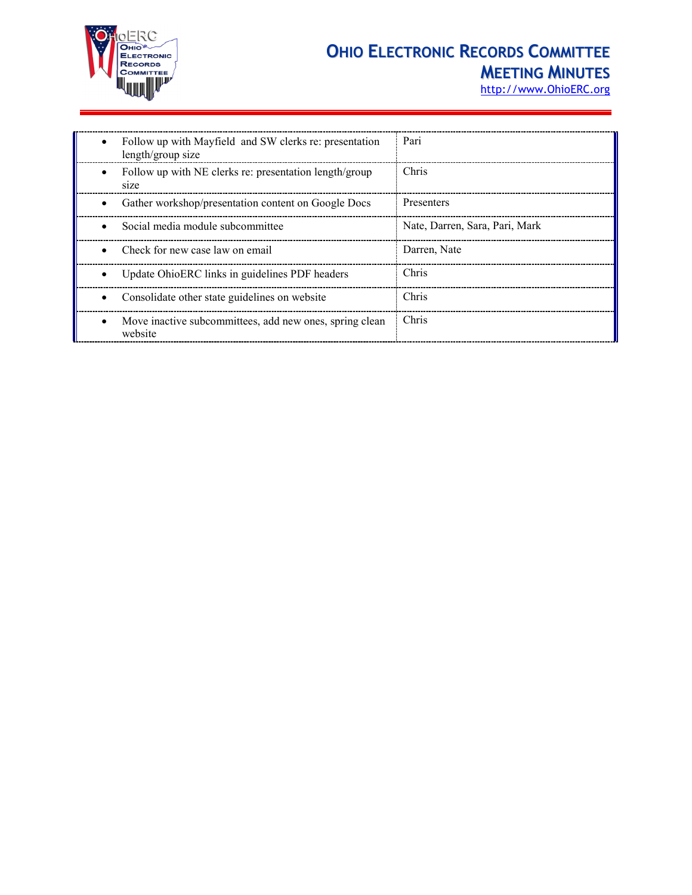| | |
|---|---|
| • Follow up with Mayfield and SW clerks re: presentation length/group size | Pari |
| • Follow up with NE clerks re: presentation length/group size | Chris |
| • Gather workshop/presentation content on Google Docs | Presenters |
| • Social media module subcommittee | Nate, Darren, Sara, Pari, Mark |
| • Check for new case law on email | Darren, Nate |
| • Update OhioERC links in guidelines PDF headers | Chris |
| • Consolidate other state guidelines on website | Chris |
| • Move inactive subcommittees, add new ones, spring clean website | Chris |